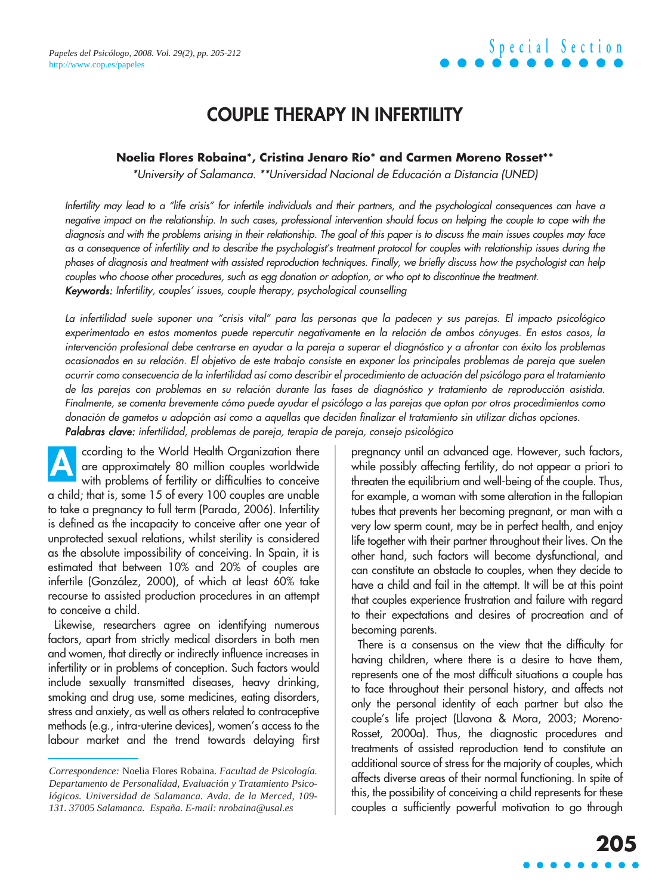# COUPLE THERAPY IN INFERTILITY

**Noelia Flores Robaina\*, Cristina Jenaro Río\* and Carmen Moreno Rosset\*\***

*\*University of Salamanca. \*\*Universidad Nacional de Educación a Distancia (UNED)*

*Infertility may lead to a "life crisis" for infertile individuals and their partners, and the psychological consequences can have a negative impact on the relationship. In such cases, professional intervention should focus on helping the couple to cope with the diagnosis and with the problems arising in their relationship. The goal of this paper is to discuss the main issues couples may face as a consequence of infertility and to describe the psychologist's treatment protocol for couples with relationship issues during the phases of diagnosis and treatment with assisted reproduction techniques. Finally, we briefly discuss how the psychologist can help couples who choose other procedures, such as egg donation or adoption, or who opt to discontinue the treatment.*

***Keywords:*** *Infertility, couples' issues, couple therapy, psychological counselling*

*La infertilidad suele suponer una "crisis vital" para las personas que la padecen y sus parejas. El impacto psicológico experimentado en estos momentos puede repercutir negativamente en la relación de ambos cónyuges. En estos casos, la intervención profesional debe centrarse en ayudar a la pareja a superar el diagnóstico y a afrontar con éxito los problemas ocasionados en su relación. El objetivo de este trabajo consiste en exponer los principales problemas de pareja que suelen ocurrir como consecuencia de la infertilidad así como describir el procedimiento de actuación del psicólogo para el tratamiento de las parejas con problemas en su relación durante las fases de diagnóstico y tratamiento de reproducción asistida. Finalmente, se comenta brevemente cómo puede ayudar el psicólogo a las parejas que optan por otros procedimientos como donación de gametos u adopción así como a aquellas que deciden finalizar el tratamiento sin utilizar dichas opciones.*

***Palabras clave:*** *infertilidad, problemas de pareja, terapia de pareja, consejo psicológico*

According to the World Health Organization there are approximately 80 million couples worldwide with problems of fertility or difficulties to conceive a child; that is, some 15 of every 100 couples are unable to take a pregnancy to full term (Parada, 2006). Infertility is defined as the incapacity to conceive after one year of unprotected sexual relations, whilst sterility is considered as the absolute impossibility of conceiving. In Spain, it is estimated that between 10% and 20% of couples are infertile (González, 2000), of which at least 60% take recourse to assisted production procedures in an attempt to conceive a child.

Likewise, researchers agree on identifying numerous factors, apart from strictly medical disorders in both men and women, that directly or indirectly influence increases in infertility or in problems of conception. Such factors would include sexually transmitted diseases, heavy drinking, smoking and drug use, some medicines, eating disorders, stress and anxiety, as well as others related to contraceptive methods (e.g., intra-uterine devices), women's access to the labour market and the trend towards delaying first pregnancy until an advanced age. However, such factors, while possibly affecting fertility, do not appear a priori to threaten the equilibrium and well-being of the couple. Thus, for example, a woman with some alteration in the fallopian tubes that prevents her becoming pregnant, or man with a very low sperm count, may be in perfect health, and enjoy life together with their partner throughout their lives. On the other hand, such factors will become dysfunctional, and can constitute an obstacle to couples, when they decide to have a child and fail in the attempt. It will be at this point that couples experience frustration and failure with regard to their expectations and desires of procreation and of becoming parents.

There is a consensus on the view that the difficulty for having children, where there is a desire to have them, represents one of the most difficult situations a couple has to face throughout their personal history, and affects not only the personal identity of each partner but also the couple's life project (Llavona & Mora, 2003; Moreno-Rosset, 2000a). Thus, the diagnostic procedures and treatments of assisted reproduction tend to constitute an additional source of stress for the majority of couples, which affects diverse areas of their normal functioning. In spite of this, the possibility of conceiving a child represents for these couples a sufficiently powerful motivation to go through

*Correspondence:* Noelia Flores Robaina. *Facultad de Psicología. Departamento de Personalidad, Evaluación y Tratamiento Psicológicos. Universidad de Salamanca. Avda. de la Merced, 109-131. 37005 Salamanca. España. E-mail: nrobaina@usal.es*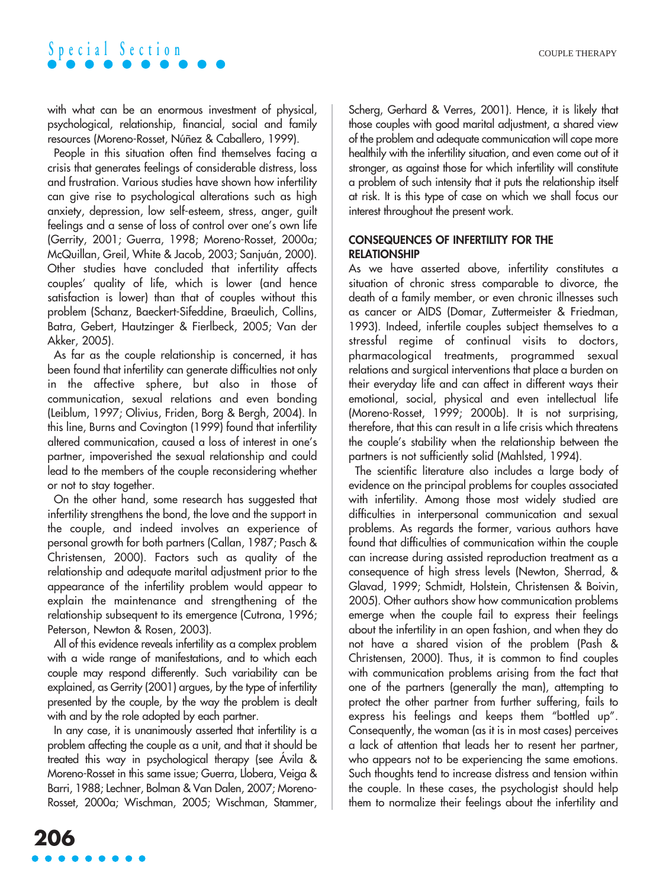with what can be an enormous investment of physical, psychological, relationship, financial, social and family resources (Moreno-Rosset, Núñez & Caballero, 1999).

People in this situation often find themselves facing a crisis that generates feelings of considerable distress, loss and frustration. Various studies have shown how infertility can give rise to psychological alterations such as high anxiety, depression, low self-esteem, stress, anger, guilt feelings and a sense of loss of control over one's own life (Gerrity, 2001; Guerra, 1998; Moreno-Rosset, 2000a; McQuillan, Greil, White & Jacob, 2003; Sanjuán, 2000). Other studies have concluded that infertility affects couples' quality of life, which is lower (and hence satisfaction is lower) than that of couples without this problem (Schanz, Baeckert-Sifeddine, Braeulich, Collins, Batra, Gebert, Hautzinger & Fierlbeck, 2005; Van der Akker, 2005).

As far as the couple relationship is concerned, it has been found that infertility can generate difficulties not only in the affective sphere, but also in those of communication, sexual relations and even bonding (Leiblum, 1997; Olivius, Friden, Borg & Bergh, 2004). In this line, Burns and Covington (1999) found that infertility altered communication, caused a loss of interest in one's partner, impoverished the sexual relationship and could lead to the members of the couple reconsidering whether or not to stay together.

On the other hand, some research has suggested that infertility strengthens the bond, the love and the support in the couple, and indeed involves an experience of personal growth for both partners (Callan, 1987; Pasch & Christensen, 2000). Factors such as quality of the relationship and adequate marital adjustment prior to the appearance of the infertility problem would appear to explain the maintenance and strengthening of the relationship subsequent to its emergence (Cutrona, 1996; Peterson, Newton & Rosen, 2003).

All of this evidence reveals infertility as a complex problem with a wide range of manifestations, and to which each couple may respond differently. Such variability can be explained, as Gerrity (2001) argues, by the type of infertility presented by the couple, by the way the problem is dealt with and by the role adopted by each partner.

In any case, it is unanimously asserted that infertility is a problem affecting the couple as a unit, and that it should be treated this way in psychological therapy (see Ávila & Moreno-Rosset in this same issue; Guerra, Llobera, Veiga & Barri, 1988; Lechner, Bolman & Van Dalen, 2007; Moreno-Rosset, 2000a; Wischman, 2005; Wischman, Stammer, Scherg, Gerhard & Verres, 2001). Hence, it is likely that those couples with good marital adjustment, a shared view of the problem and adequate communication will cope more healthily with the infertility situation, and even come out of it stronger, as against those for which infertility will constitute a problem of such intensity that it puts the relationship itself at risk. It is this type of case on which we shall focus our interest throughout the present work.

## CONSEQUENCES OF INFERTILITY FOR THE RELATIONSHIP

As we have asserted above, infertility constitutes a situation of chronic stress comparable to divorce, the death of a family member, or even chronic illnesses such as cancer or AIDS (Domar, Zuttermeister & Friedman, 1993). Indeed, infertile couples subject themselves to a stressful regime of continual visits to doctors, pharmacological treatments, programmed sexual relations and surgical interventions that place a burden on their everyday life and can affect in different ways their emotional, social, physical and even intellectual life (Moreno-Rosset, 1999; 2000b). It is not surprising, therefore, that this can result in a life crisis which threatens the couple's stability when the relationship between the partners is not sufficiently solid (Mahlsted, 1994).

The scientific literature also includes a large body of evidence on the principal problems for couples associated with infertility. Among those most widely studied are difficulties in interpersonal communication and sexual problems. As regards the former, various authors have found that difficulties of communication within the couple can increase during assisted reproduction treatment as a consequence of high stress levels (Newton, Sherrad, & Glavad, 1999; Schmidt, Holstein, Christensen & Boivin, 2005). Other authors show how communication problems emerge when the couple fail to express their feelings about the infertility in an open fashion, and when they do not have a shared vision of the problem (Pash & Christensen, 2000). Thus, it is common to find couples with communication problems arising from the fact that one of the partners (generally the man), attempting to protect the other partner from further suffering, fails to express his feelings and keeps them "bottled up". Consequently, the woman (as it is in most cases) perceives a lack of attention that leads her to resent her partner, who appears not to be experiencing the same emotions. Such thoughts tend to increase distress and tension within the couple. In these cases, the psychologist should help them to normalize their feelings about the infertility and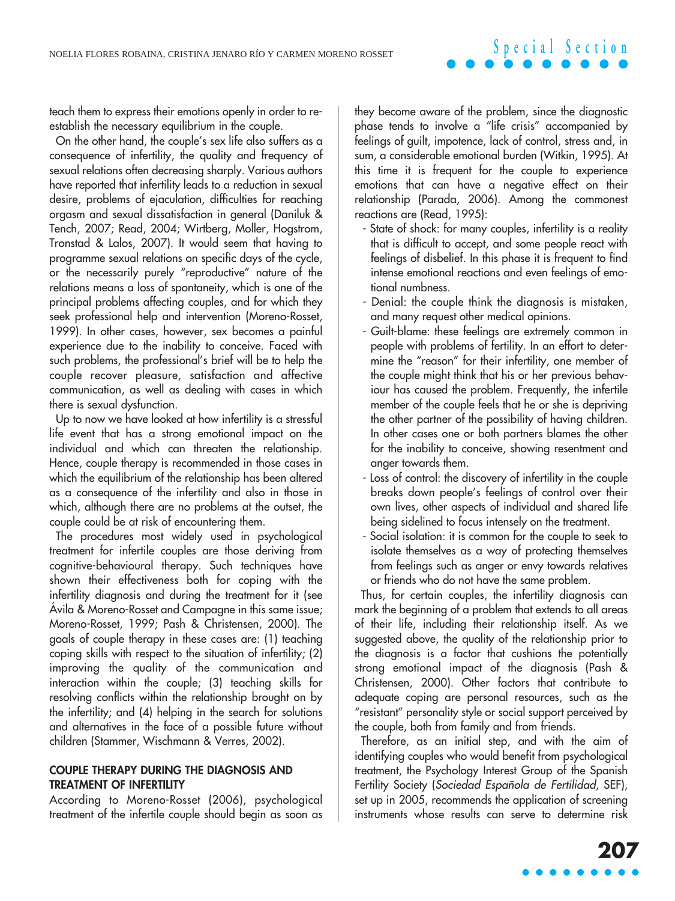teach them to express their emotions openly in order to re-establish the necessary equilibrium in the couple.

On the other hand, the couple's sex life also suffers as a consequence of infertility, the quality and frequency of sexual relations often decreasing sharply. Various authors have reported that infertility leads to a reduction in sexual desire, problems of ejaculation, difficulties for reaching orgasm and sexual dissatisfaction in general (Daniluk & Tench, 2007; Read, 2004; Wirtberg, Moller, Hogstrom, Tronstad & Lalos, 2007). It would seem that having to programme sexual relations on specific days of the cycle, or the necessarily purely "reproductive" nature of the relations means a loss of spontaneity, which is one of the principal problems affecting couples, and for which they seek professional help and intervention (Moreno-Rosset, 1999). In other cases, however, sex becomes a painful experience due to the inability to conceive. Faced with such problems, the professional's brief will be to help the couple recover pleasure, satisfaction and affective communication, as well as dealing with cases in which there is sexual dysfunction.

Up to now we have looked at how infertility is a stressful life event that has a strong emotional impact on the individual and which can threaten the relationship. Hence, couple therapy is recommended in those cases in which the equilibrium of the relationship has been altered as a consequence of the infertility and also in those in which, although there are no problems at the outset, the couple could be at risk of encountering them.

The procedures most widely used in psychological treatment for infertile couples are those deriving from cognitive-behavioural therapy. Such techniques have shown their effectiveness both for coping with the infertility diagnosis and during the treatment for it (see Ávila & Moreno-Rosset and Campagne in this same issue; Moreno-Rosset, 1999; Pash & Christensen, 2000). The goals of couple therapy in these cases are: (1) teaching coping skills with respect to the situation of infertility; (2) improving the quality of the communication and interaction within the couple; (3) teaching skills for resolving conflicts within the relationship brought on by the infertility; and (4) helping in the search for solutions and alternatives in the face of a possible future without children (Stammer, Wischmann & Verres, 2002).

## COUPLE THERAPY DURING THE DIAGNOSIS AND TREATMENT OF INFERTILITY

According to Moreno-Rosset (2006), psychological treatment of the infertile couple should begin as soon as they become aware of the problem, since the diagnostic phase tends to involve a "life crisis" accompanied by feelings of guilt, impotence, lack of control, stress and, in sum, a considerable emotional burden (Witkin, 1995). At this time it is frequent for the couple to experience emotions that can have a negative effect on their relationship (Parada, 2006). Among the commonest reactions are (Read, 1995):

- State of shock: for many couples, infertility is a reality that is difficult to accept, and some people react with feelings of disbelief. In this phase it is frequent to find intense emotional reactions and even feelings of emotional numbness.
- Denial: the couple think the diagnosis is mistaken, and many request other medical opinions.
- Guilt-blame: these feelings are extremely common in people with problems of fertility. In an effort to determine the "reason" for their infertility, one member of the couple might think that his or her previous behaviour has caused the problem. Frequently, the infertile member of the couple feels that he or she is depriving the other partner of the possibility of having children. In other cases one or both partners blames the other for the inability to conceive, showing resentment and anger towards them.
- Loss of control: the discovery of infertility in the couple breaks down people's feelings of control over their own lives, other aspects of individual and shared life being sidelined to focus intensely on the treatment.
- Social isolation: it is common for the couple to seek to isolate themselves as a way of protecting themselves from feelings such as anger or envy towards relatives or friends who do not have the same problem.

Thus, for certain couples, the infertility diagnosis can mark the beginning of a problem that extends to all areas of their life, including their relationship itself. As we suggested above, the quality of the relationship prior to the diagnosis is a factor that cushions the potentially strong emotional impact of the diagnosis (Pash & Christensen, 2000). Other factors that contribute to adequate coping are personal resources, such as the "resistant" personality style or social support perceived by the couple, both from family and from friends.

Therefore, as an initial step, and with the aim of identifying couples who would benefit from psychological treatment, the Psychology Interest Group of the Spanish Fertility Society (*Sociedad Española de Fertilidad*, SEF), set up in 2005, recommends the application of screening instruments whose results can serve to determine risk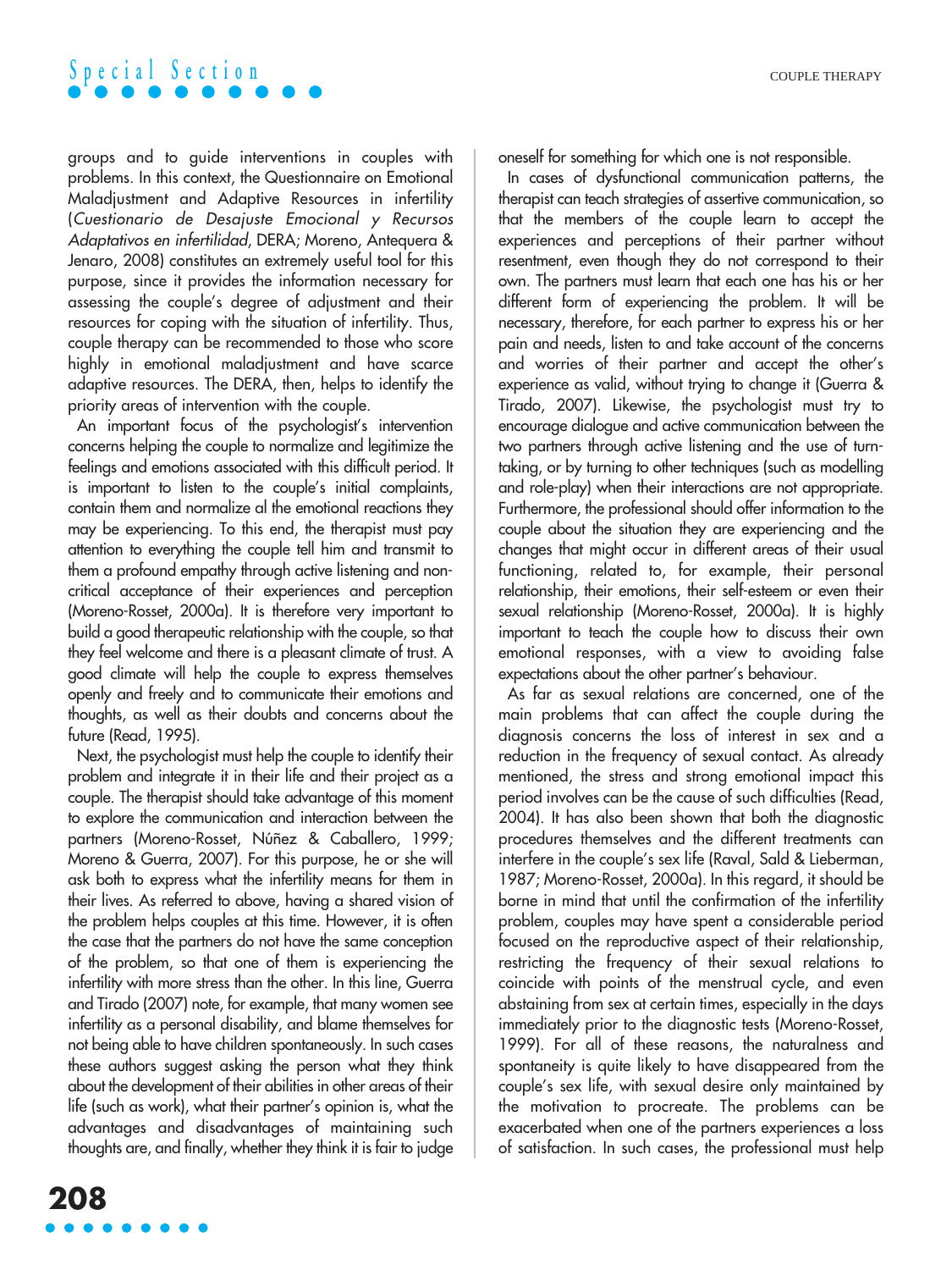groups and to guide interventions in couples with problems. In this context, the Questionnaire on Emotional Maladjustment and Adaptive Resources in infertility (*Cuestionario de Desajuste Emocional y Recursos Adaptativos en infertilidad*, DERA; Moreno, Antequera & Jenaro, 2008) constitutes an extremely useful tool for this purpose, since it provides the information necessary for assessing the couple's degree of adjustment and their resources for coping with the situation of infertility. Thus, couple therapy can be recommended to those who score highly in emotional maladjustment and have scarce adaptive resources. The DERA, then, helps to identify the priority areas of intervention with the couple.

An important focus of the psychologist's intervention concerns helping the couple to normalize and legitimize the feelings and emotions associated with this difficult period. It is important to listen to the couple's initial complaints, contain them and normalize al the emotional reactions they may be experiencing. To this end, the therapist must pay attention to everything the couple tell him and transmit to them a profound empathy through active listening and non-critical acceptance of their experiences and perception (Moreno-Rosset, 2000a). It is therefore very important to build a good therapeutic relationship with the couple, so that they feel welcome and there is a pleasant climate of trust. A good climate will help the couple to express themselves openly and freely and to communicate their emotions and thoughts, as well as their doubts and concerns about the future (Read, 1995).

Next, the psychologist must help the couple to identify their problem and integrate it in their life and their project as a couple. The therapist should take advantage of this moment to explore the communication and interaction between the partners (Moreno-Rosset, Núñez & Caballero, 1999; Moreno & Guerra, 2007). For this purpose, he or she will ask both to express what the infertility means for them in their lives. As referred to above, having a shared vision of the problem helps couples at this time. However, it is often the case that the partners do not have the same conception of the problem, so that one of them is experiencing the infertility with more stress than the other. In this line, Guerra and Tirado (2007) note, for example, that many women see infertility as a personal disability, and blame themselves for not being able to have children spontaneously. In such cases these authors suggest asking the person what they think about the development of their abilities in other areas of their life (such as work), what their partner's opinion is, what the advantages and disadvantages of maintaining such thoughts are, and finally, whether they think it is fair to judge oneself for something for which one is not responsible.

In cases of dysfunctional communication patterns, the therapist can teach strategies of assertive communication, so that the members of the couple learn to accept the experiences and perceptions of their partner without resentment, even though they do not correspond to their own. The partners must learn that each one has his or her different form of experiencing the problem. It will be necessary, therefore, for each partner to express his or her pain and needs, listen to and take account of the concerns and worries of their partner and accept the other's experience as valid, without trying to change it (Guerra & Tirado, 2007). Likewise, the psychologist must try to encourage dialogue and active communication between the two partners through active listening and the use of turn-taking, or by turning to other techniques (such as modelling and role-play) when their interactions are not appropriate. Furthermore, the professional should offer information to the couple about the situation they are experiencing and the changes that might occur in different areas of their usual functioning, related to, for example, their personal relationship, their emotions, their self-esteem or even their sexual relationship (Moreno-Rosset, 2000a). It is highly important to teach the couple how to discuss their own emotional responses, with a view to avoiding false expectations about the other partner's behaviour.

As far as sexual relations are concerned, one of the main problems that can affect the couple during the diagnosis concerns the loss of interest in sex and a reduction in the frequency of sexual contact. As already mentioned, the stress and strong emotional impact this period involves can be the cause of such difficulties (Read, 2004). It has also been shown that both the diagnostic procedures themselves and the different treatments can interfere in the couple's sex life (Raval, Sald & Lieberman, 1987; Moreno-Rosset, 2000a). In this regard, it should be borne in mind that until the confirmation of the infertility problem, couples may have spent a considerable period focused on the reproductive aspect of their relationship, restricting the frequency of their sexual relations to coincide with points of the menstrual cycle, and even abstaining from sex at certain times, especially in the days immediately prior to the diagnostic tests (Moreno-Rosset, 1999). For all of these reasons, the naturalness and spontaneity is quite likely to have disappeared from the couple's sex life, with sexual desire only maintained by the motivation to procreate. The problems can be exacerbated when one of the partners experiences a loss of satisfaction. In such cases, the professional must help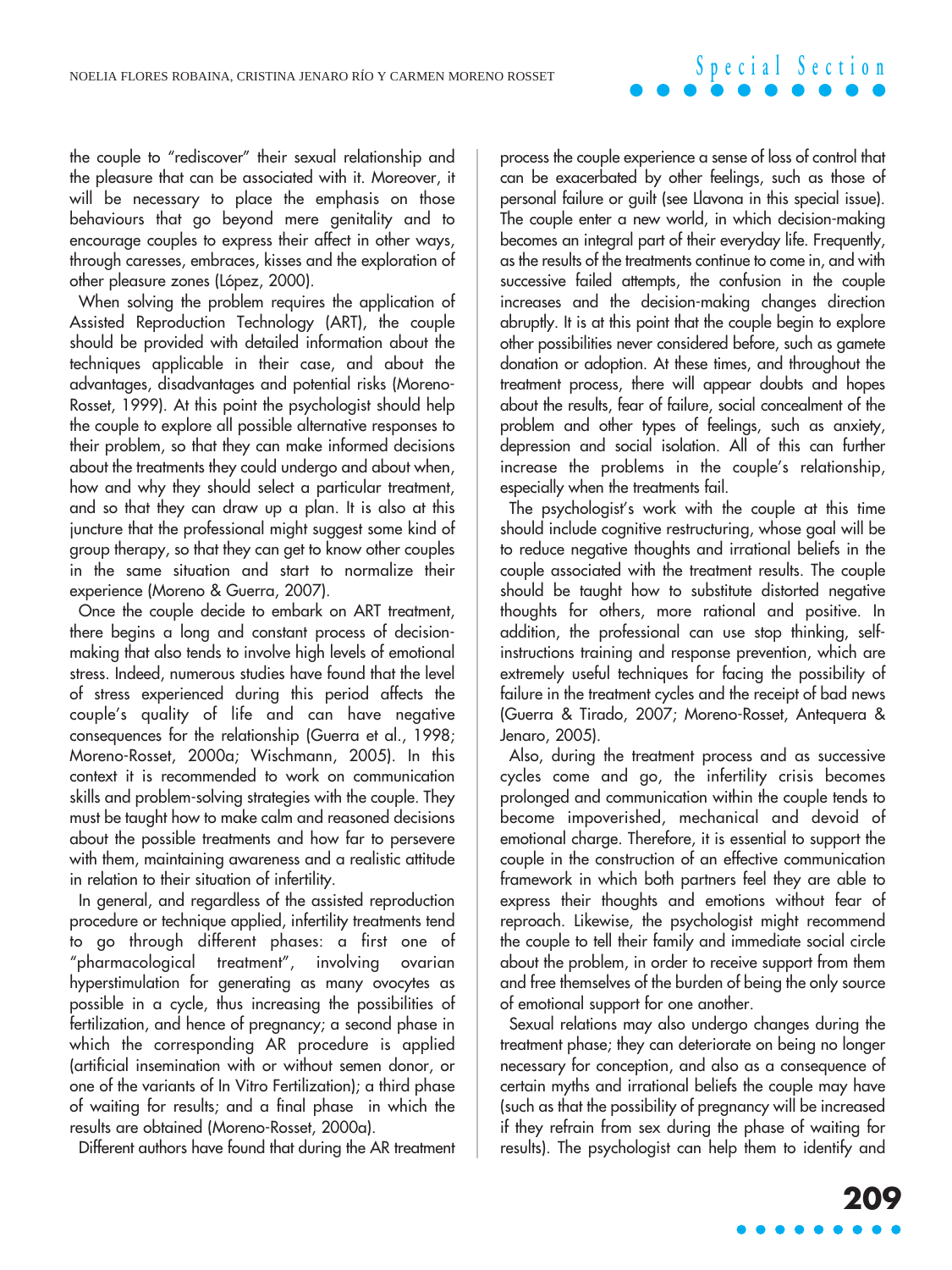the couple to "rediscover" their sexual relationship and the pleasure that can be associated with it. Moreover, it will be necessary to place the emphasis on those behaviours that go beyond mere genitality and to encourage couples to express their affect in other ways, through caresses, embraces, kisses and the exploration of other pleasure zones (López, 2000).

When solving the problem requires the application of Assisted Reproduction Technology (ART), the couple should be provided with detailed information about the techniques applicable in their case, and about the advantages, disadvantages and potential risks (Moreno-Rosset, 1999). At this point the psychologist should help the couple to explore all possible alternative responses to their problem, so that they can make informed decisions about the treatments they could undergo and about when, how and why they should select a particular treatment, and so that they can draw up a plan. It is also at this juncture that the professional might suggest some kind of group therapy, so that they can get to know other couples in the same situation and start to normalize their experience (Moreno & Guerra, 2007).

Once the couple decide to embark on ART treatment, there begins a long and constant process of decision-making that also tends to involve high levels of emotional stress. Indeed, numerous studies have found that the level of stress experienced during this period affects the couple's quality of life and can have negative consequences for the relationship (Guerra et al., 1998; Moreno-Rosset, 2000a; Wischmann, 2005). In this context it is recommended to work on communication skills and problem-solving strategies with the couple. They must be taught how to make calm and reasoned decisions about the possible treatments and how far to persevere with them, maintaining awareness and a realistic attitude in relation to their situation of infertility.

In general, and regardless of the assisted reproduction procedure or technique applied, infertility treatments tend to go through different phases: a first one of "pharmacological treatment", involving ovarian hyperstimulation for generating as many ovocytes as possible in a cycle, thus increasing the possibilities of fertilization, and hence of pregnancy; a second phase in which the corresponding AR procedure is applied (artificial insemination with or without semen donor, or one of the variants of In Vitro Fertilization); a third phase of waiting for results; and a final phase in which the results are obtained (Moreno-Rosset, 2000a).

Different authors have found that during the AR treatment process the couple experience a sense of loss of control that can be exacerbated by other feelings, such as those of personal failure or guilt (see Llavona in this special issue). The couple enter a new world, in which decision-making becomes an integral part of their everyday life. Frequently, as the results of the treatments continue to come in, and with successive failed attempts, the confusion in the couple increases and the decision-making changes direction abruptly. It is at this point that the couple begin to explore other possibilities never considered before, such as gamete donation or adoption. At these times, and throughout the treatment process, there will appear doubts and hopes about the results, fear of failure, social concealment of the problem and other types of feelings, such as anxiety, depression and social isolation. All of this can further increase the problems in the couple's relationship, especially when the treatments fail.

The psychologist's work with the couple at this time should include cognitive restructuring, whose goal will be to reduce negative thoughts and irrational beliefs in the couple associated with the treatment results. The couple should be taught how to substitute distorted negative thoughts for others, more rational and positive. In addition, the professional can use stop thinking, self-instructions training and response prevention, which are extremely useful techniques for facing the possibility of failure in the treatment cycles and the receipt of bad news (Guerra & Tirado, 2007; Moreno-Rosset, Antequera & Jenaro, 2005).

Also, during the treatment process and as successive cycles come and go, the infertility crisis becomes prolonged and communication within the couple tends to become impoverished, mechanical and devoid of emotional charge. Therefore, it is essential to support the couple in the construction of an effective communication framework in which both partners feel they are able to express their thoughts and emotions without fear of reproach. Likewise, the psychologist might recommend the couple to tell their family and immediate social circle about the problem, in order to receive support from them and free themselves of the burden of being the only source of emotional support for one another.

Sexual relations may also undergo changes during the treatment phase; they can deteriorate on being no longer necessary for conception, and also as a consequence of certain myths and irrational beliefs the couple may have (such as that the possibility of pregnancy will be increased if they refrain from sex during the phase of waiting for results). The psychologist can help them to identify and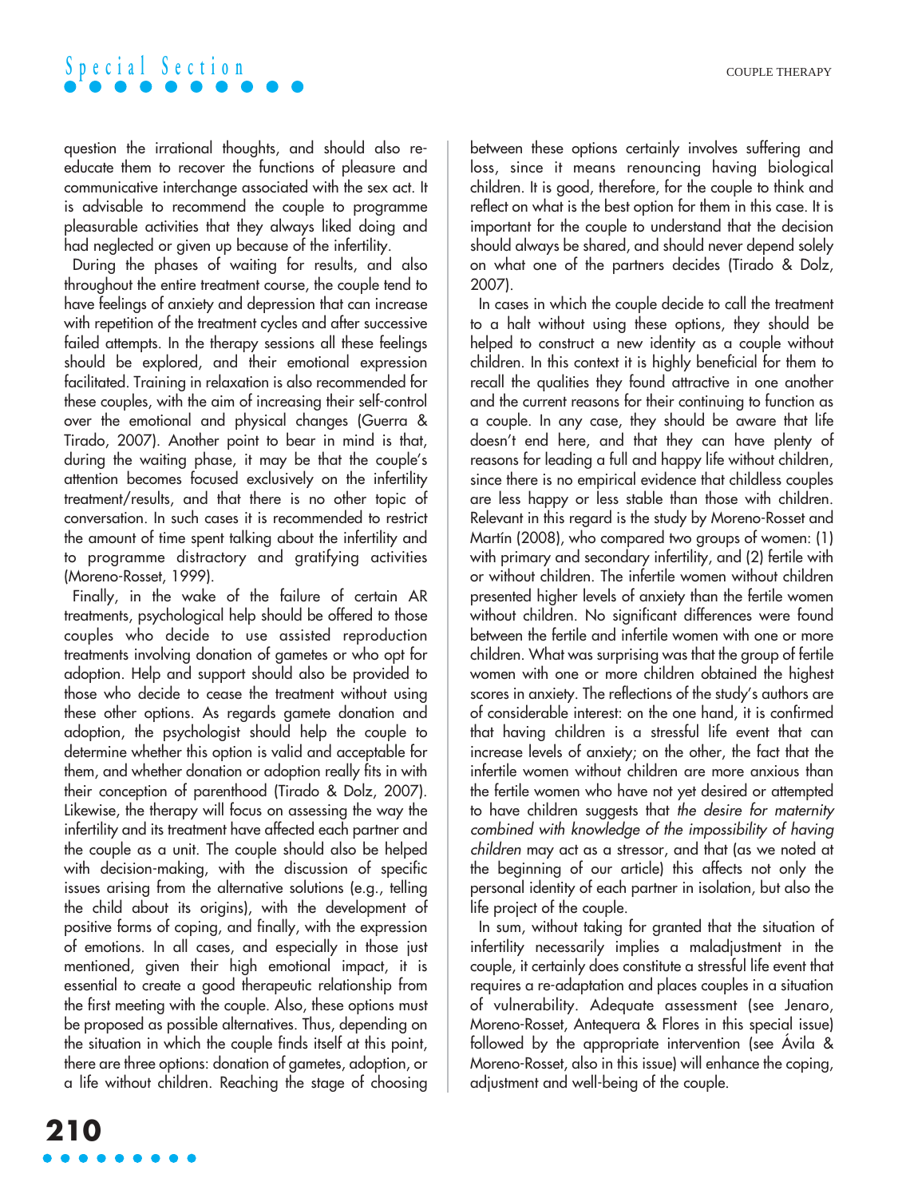question the irrational thoughts, and should also re-educate them to recover the functions of pleasure and communicative interchange associated with the sex act. It is advisable to recommend the couple to programme pleasurable activities that they always liked doing and had neglected or given up because of the infertility.

During the phases of waiting for results, and also throughout the entire treatment course, the couple tend to have feelings of anxiety and depression that can increase with repetition of the treatment cycles and after successive failed attempts. In the therapy sessions all these feelings should be explored, and their emotional expression facilitated. Training in relaxation is also recommended for these couples, with the aim of increasing their self-control over the emotional and physical changes (Guerra & Tirado, 2007). Another point to bear in mind is that, during the waiting phase, it may be that the couple's attention becomes focused exclusively on the infertility treatment/results, and that there is no other topic of conversation. In such cases it is recommended to restrict the amount of time spent talking about the infertility and to programme distractory and gratifying activities (Moreno-Rosset, 1999).

Finally, in the wake of the failure of certain AR treatments, psychological help should be offered to those couples who decide to use assisted reproduction treatments involving donation of gametes or who opt for adoption. Help and support should also be provided to those who decide to cease the treatment without using these other options. As regards gamete donation and adoption, the psychologist should help the couple to determine whether this option is valid and acceptable for them, and whether donation or adoption really fits in with their conception of parenthood (Tirado & Dolz, 2007). Likewise, the therapy will focus on assessing the way the infertility and its treatment have affected each partner and the couple as a unit. The couple should also be helped with decision-making, with the discussion of specific issues arising from the alternative solutions (e.g., telling the child about its origins), with the development of positive forms of coping, and finally, with the expression of emotions. In all cases, and especially in those just mentioned, given their high emotional impact, it is essential to create a good therapeutic relationship from the first meeting with the couple. Also, these options must be proposed as possible alternatives. Thus, depending on the situation in which the couple finds itself at this point, there are three options: donation of gametes, adoption, or a life without children. Reaching the stage of choosing between these options certainly involves suffering and loss, since it means renouncing having biological children. It is good, therefore, for the couple to think and reflect on what is the best option for them in this case. It is important for the couple to understand that the decision should always be shared, and should never depend solely on what one of the partners decides (Tirado & Dolz, 2007).

In cases in which the couple decide to call the treatment to a halt without using these options, they should be helped to construct a new identity as a couple without children. In this context it is highly beneficial for them to recall the qualities they found attractive in one another and the current reasons for their continuing to function as a couple. In any case, they should be aware that life doesn't end here, and that they can have plenty of reasons for leading a full and happy life without children, since there is no empirical evidence that childless couples are less happy or less stable than those with children. Relevant in this regard is the study by Moreno-Rosset and Martín (2008), who compared two groups of women: (1) with primary and secondary infertility, and (2) fertile with or without children. The infertile women without children presented higher levels of anxiety than the fertile women without children. No significant differences were found between the fertile and infertile women with one or more children. What was surprising was that the group of fertile women with one or more children obtained the highest scores in anxiety. The reflections of the study's authors are of considerable interest: on the one hand, it is confirmed that having children is a stressful life event that can increase levels of anxiety; on the other, the fact that the infertile women without children are more anxious than the fertile women who have not yet desired or attempted to have children suggests that *the desire for maternity combined with knowledge of the impossibility of having children* may act as a stressor, and that (as we noted at the beginning of our article) this affects not only the personal identity of each partner in isolation, but also the life project of the couple.

In sum, without taking for granted that the situation of infertility necessarily implies a maladjustment in the couple, it certainly does constitute a stressful life event that requires a re-adaptation and places couples in a situation of vulnerability. Adequate assessment (see Jenaro, Moreno-Rosset, Antequera & Flores in this special issue) followed by the appropriate intervention (see Ávila & Moreno-Rosset, also in this issue) will enhance the coping, adjustment and well-being of the couple.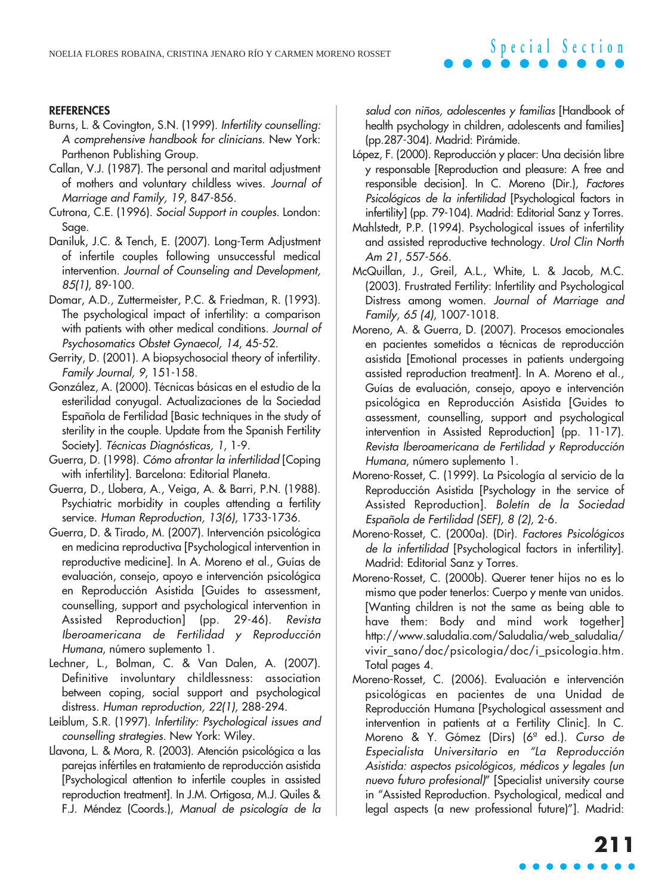**REFERENCES**

Burns, L. & Covington, S.N. (1999). *Infertility counselling: A comprehensive handbook for clinicians*. New York: Parthenon Publishing Group.

Callan, V.J. (1987). The personal and marital adjustment of mothers and voluntary childless wives. *Journal of Marriage and Family, 19*, 847-856.

Cutrona, C.E. (1996). *Social Support in couples*. London: Sage.

Daniluk, J.C. & Tench, E. (2007). Long-Term Adjustment of infertile couples following unsuccessful medical intervention. *Journal of Counseling and Development, 85(1)*, 89-100.

Domar, A.D., Zuttermeister, P.C. & Friedman, R. (1993). The psychological impact of infertility: a comparison with patients with other medical conditions. *Journal of Psychosomatics Obstet Gynaecol, 14*, 45-52.

Gerrity, D. (2001). A biopsychosocial theory of infertility. *Family Journal, 9*, 151-158.

González, A. (2000). Técnicas básicas en el estudio de la esterilidad conyugal. Actualizaciones de la Sociedad Española de Fertilidad [Basic techniques in the study of sterility in the couple. Update from the Spanish Fertility Society]. *Técnicas Diagnósticas, 1*, 1-9.

Guerra, D. (1998). *Cómo afrontar la infertilidad* [Coping with infertility]. Barcelona: Editorial Planeta.

Guerra, D., Llobera, A., Veiga, A. & Barri, P.N. (1988). Psychiatric morbidity in couples attending a fertility service. *Human Reproduction, 13(6)*, 1733-1736.

Guerra, D. & Tirado, M. (2007). Intervención psicológica en medicina reproductiva [Psychological intervention in reproductive medicine]. In A. Moreno et al., Guías de evaluación, consejo, apoyo e intervención psicológica en Reproducción Asistida [Guides to assessment, counselling, support and psychological intervention in Assisted Reproduction] (pp. 29-46). *Revista Iberoamericana de Fertilidad y Reproducción Humana*, número suplemento 1.

Lechner, L., Bolman, C. & Van Dalen, A. (2007). Definitive involuntary childlessness: association between coping, social support and psychological distress. *Human reproduction, 22(1)*, 288-294.

Leiblum, S.R. (1997). *Infertility: Psychological issues and counselling strategies*. New York: Wiley.

Llavona, L. & Mora, R. (2003). Atención psicológica a las parejas infértiles en tratamiento de reproducción asistida [Psychological attention to infertile couples in assisted reproduction treatment]. In J.M. Ortigosa, M.J. Quiles & F.J. Méndez (Coords.), *Manual de psicología de la salud con niños, adolescentes y familias* [Handbook of health psychology in children, adolescents and families] (pp.287-304). Madrid: Pirámide.

López, F. (2000). Reproducción y placer: Una decisión libre y responsable [Reproduction and pleasure: A free and responsible decision]. In C. Moreno (Dir.), *Factores Psicológicos de la infertilidad* [Psychological factors in infertility] (pp. 79-104). Madrid: Editorial Sanz y Torres.

Mahlstedt, P.P. (1994). Psychological issues of infertility and assisted reproductive technology. *Urol Clin North Am 21*, 557-566.

McQuillan, J., Greil, A.L., White, L. & Jacob, M.C. (2003). Frustrated Fertility: Infertility and Psychological Distress among women. *Journal of Marriage and Family, 65 (4)*, 1007-1018.

Moreno, A. & Guerra, D. (2007). Procesos emocionales en pacientes sometidos a técnicas de reproducción asistida [Emotional processes in patients undergoing assisted reproduction treatment]. In A. Moreno et al., Guías de evaluación, consejo, apoyo e intervención psicológica en Reproducción Asistida [Guides to assessment, counselling, support and psychological intervention in Assisted Reproduction] (pp. 11-17). *Revista Iberoamericana de Fertilidad y Reproducción Humana*, número suplemento 1.

Moreno-Rosset, C. (1999). La Psicología al servicio de la Reproducción Asistida [Psychology in the service of Assisted Reproduction]. *Boletín de la Sociedad Española de Fertilidad (SEF), 8 (2)*, 2-6.

Moreno-Rosset, C. (2000a). (Dir). *Factores Psicológicos de la infertilidad* [Psychological factors in infertility]. Madrid: Editorial Sanz y Torres.

Moreno-Rosset, C. (2000b). Querer tener hijos no es lo mismo que poder tenerlos: Cuerpo y mente van unidos. [Wanting children is not the same as being able to have them: Body and mind work together] http://www.saludalia.com/Saludalia/web_saludalia/vivir_sano/doc/psicologia/doc/i_psicologia.htm. Total pages 4.

Moreno-Rosset, C. (2006). Evaluación e intervención psicológicas en pacientes de una Unidad de Reproducción Humana [Psychological assessment and intervention in patients at a Fertility Clinic]. In C. Moreno & Y. Gómez (Dirs) (6ª ed.). *Curso de Especialista Universitario en "La Reproducción Asistida: aspectos psicológicos, médicos y legales (un nuevo futuro profesional)"* [Specialist university course in "Assisted Reproduction. Psychological, medical and legal aspects (a new professional future)"]. Madrid: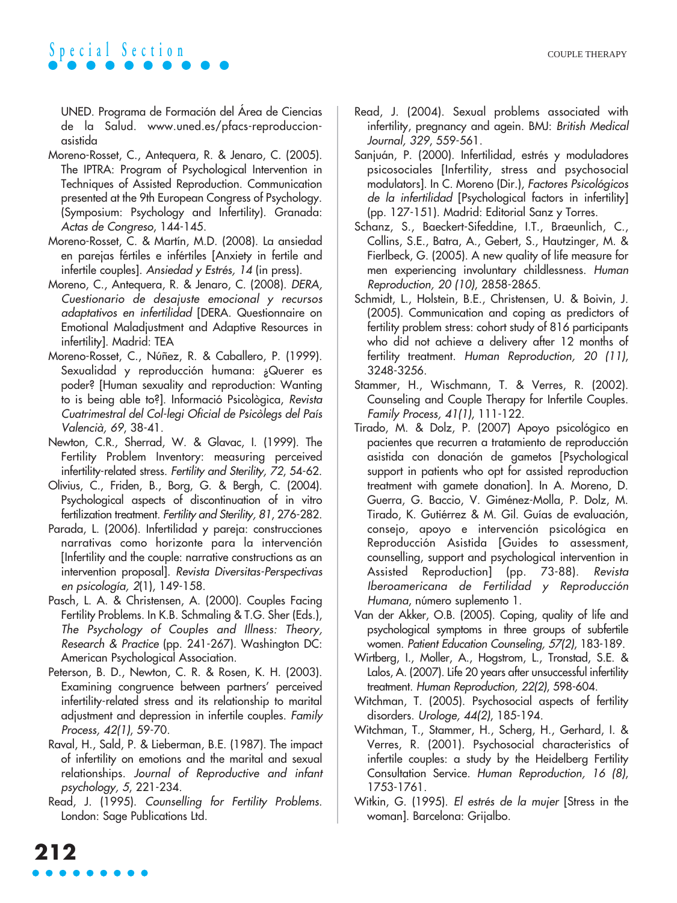UNED. Programa de Formación del Área de Ciencias de la Salud. www.uned.es/pfacs-reproduccion-asistida

Moreno-Rosset, C., Antequera, R. & Jenaro, C. (2005). The IPTRA: Program of Psychological Intervention in Techniques of Assisted Reproduction. Communication presented at the 9th European Congress of Psychology. (Symposium: Psychology and Infertility). Granada: *Actas de Congreso*, 144-145.

Moreno-Rosset, C. & Martín, M.D. (2008). La ansiedad en parejas fértiles e infértiles [Anxiety in fertile and infertile couples]. *Ansiedad y Estrés, 14* (in press).

Moreno, C., Antequera, R. & Jenaro, C. (2008). *DERA, Cuestionario de desajuste emocional y recursos adaptativos en infertilidad* [DERA. Questionnaire on Emotional Maladjustment and Adaptive Resources in infertility]. Madrid: TEA

Moreno-Rosset, C., Núñez, R. & Caballero, P. (1999). Sexualidad y reproducción humana: ¿Querer es poder? [Human sexuality and reproduction: Wanting to is being able to?]. Informació Psicològica, *Revista Cuatrimestral del Col-legi Oficial de Psicòlegs del País Valencià, 69*, 38-41.

Newton, C.R., Sherrad, W. & Glavac, I. (1999). The Fertility Problem Inventory: measuring perceived infertility-related stress. *Fertility and Sterility, 72*, 54-62.

Olivius, C., Friden, B., Borg, G. & Bergh, C. (2004). Psychological aspects of discontinuation of in vitro fertilization treatment. *Fertility and Sterility, 81*, 276-282.

Parada, L. (2006). Infertilidad y pareja: construcciones narrativas como horizonte para la intervención [Infertility and the couple: narrative constructions as an intervention proposal]. *Revista Diversitas-Perspectivas en psicología, 2*(1), 149-158.

Pasch, L. A. & Christensen, A. (2000). Couples Facing Fertility Problems. In K.B. Schmaling & T.G. Sher (Eds.), *The Psychology of Couples and Illness: Theory, Research & Practice* (pp. 241-267). Washington DC: American Psychological Association.

Peterson, B. D., Newton, C. R. & Rosen, K. H. (2003). Examining congruence between partners' perceived infertility-related stress and its relationship to marital adjustment and depression in infertile couples. *Family Process, 42(1)*, 59-70.

Raval, H., Sald, P. & Lieberman, B.E. (1987). The impact of infertility on emotions and the marital and sexual relationships. *Journal of Reproductive and infant psychology, 5*, 221-234.

Read, J. (1995). *Counselling for Fertility Problems*. London: Sage Publications Ltd.

Read, J. (2004). Sexual problems associated with infertility, pregnancy and agein. BMJ: *British Medical Journal, 329*, 559-561.

Sanjuán, P. (2000). Infertilidad, estrés y moduladores psicosociales [Infertility, stress and psychosocial modulators]. In C. Moreno (Dir.), *Factores Psicológicos de la infertilidad* [Psychological factors in infertility] (pp. 127-151). Madrid: Editorial Sanz y Torres.

Schanz, S., Baeckert-Sifeddine, I.T., Braeunlich, C., Collins, S.E., Batra, A., Gebert, S., Hautzinger, M. & Fierlbeck, G. (2005). A new quality of life measure for men experiencing involuntary childlessness. *Human Reproduction, 20 (10)*, 2858-2865.

Schmidt, L., Holstein, B.E., Christensen, U. & Boivin, J. (2005). Communication and coping as predictors of fertility problem stress: cohort study of 816 participants who did not achieve a delivery after 12 months of fertility treatment. *Human Reproduction, 20 (11)*, 3248-3256.

Stammer, H., Wischmann, T. & Verres, R. (2002). Counseling and Couple Therapy for Infertile Couples. *Family Process, 41(1)*, 111-122.

Tirado, M. & Dolz, P. (2007) Apoyo psicológico en pacientes que recurren a tratamiento de reproducción asistida con donación de gametos [Psychological support in patients who opt for assisted reproduction treatment with gamete donation]. In A. Moreno, D. Guerra, G. Baccio, V. Giménez-Molla, P. Dolz, M. Tirado, K. Gutiérrez & M. Gil. Guías de evaluación, consejo, apoyo e intervención psicológica en Reproducción Asistida [Guides to assessment, counselling, support and psychological intervention in Assisted Reproduction] (pp. 73-88). *Revista Iberoamericana de Fertilidad y Reproducción Humana*, número suplemento 1.

Van der Akker, O.B. (2005). Coping, quality of life and psychological symptoms in three groups of subfertile women. *Patient Education Counseling, 57(2)*, 183-189.

Wirtberg, I., Moller, A., Hogstrom, L., Tronstad, S.E. & Lalos, A. (2007). Life 20 years after unsuccessful infertility treatment. *Human Reproduction, 22(2)*, 598-604.

Witchman, T. (2005). Psychosocial aspects of fertility disorders. *Urologe, 44(2)*, 185-194.

Witchman, T., Stammer, H., Scherg, H., Gerhard, I. & Verres, R. (2001). Psychosocial characteristics of infertile couples: a study by the Heidelberg Fertility Consultation Service. *Human Reproduction, 16 (8)*, 1753-1761.

Witkin, G. (1995). *El estrés de la mujer* [Stress in the woman]. Barcelona: Grijalbo.